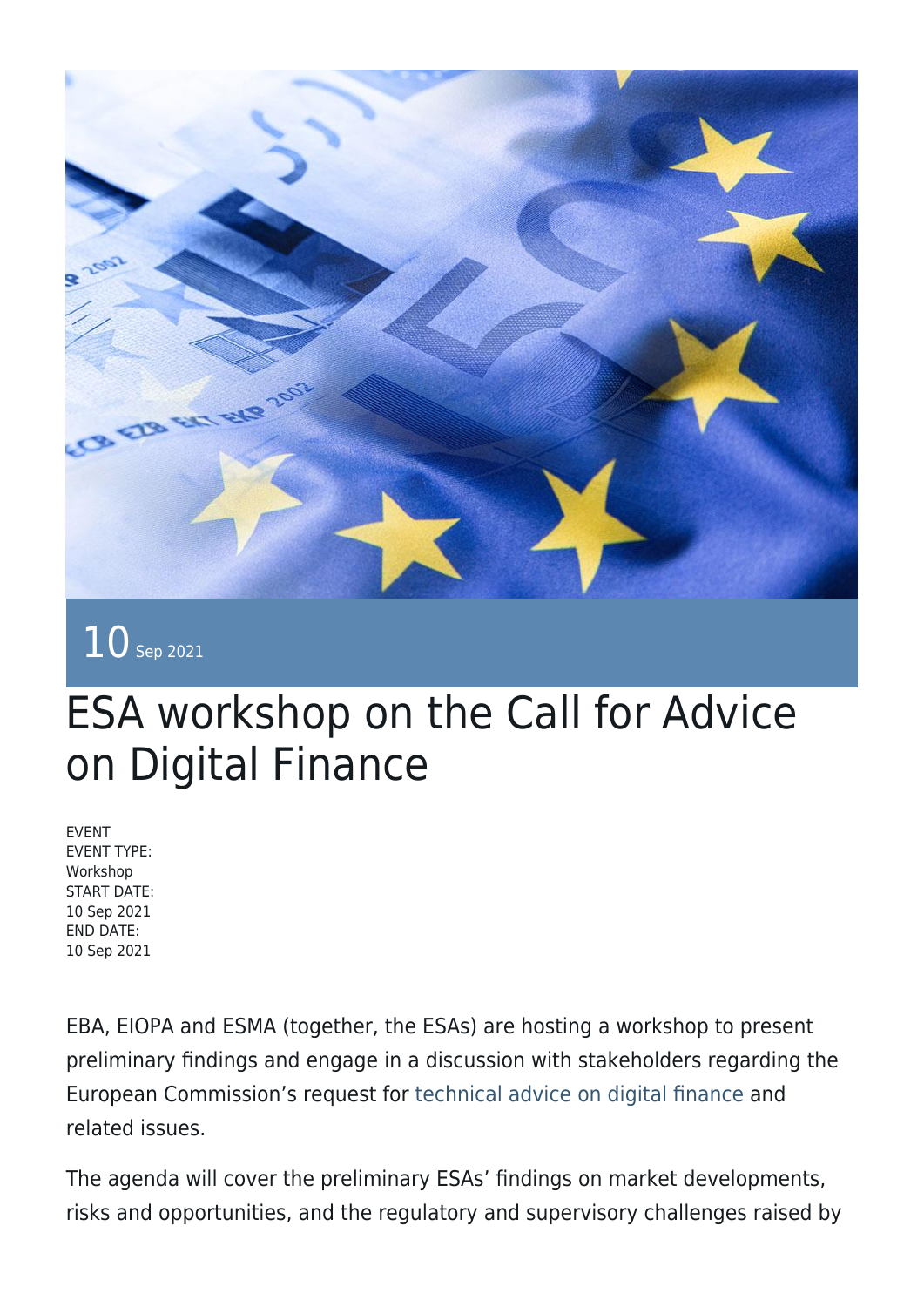10 Sep 2021

# ESA workshop on the Call for Advice on Digital Finance

EVENT
EVENT TYPE:
Workshop
START DATE:
10 Sep 2021
END DATE:
10 Sep 2021

EBA, EIOPA and ESMA (together, the ESAs) are hosting a workshop to present preliminary findings and engage in a discussion with stakeholders regarding the European Commission's request for technical advice on digital finance and related issues.

The agenda will cover the preliminary ESAs' findings on market developments, risks and opportunities, and the regulatory and supervisory challenges raised by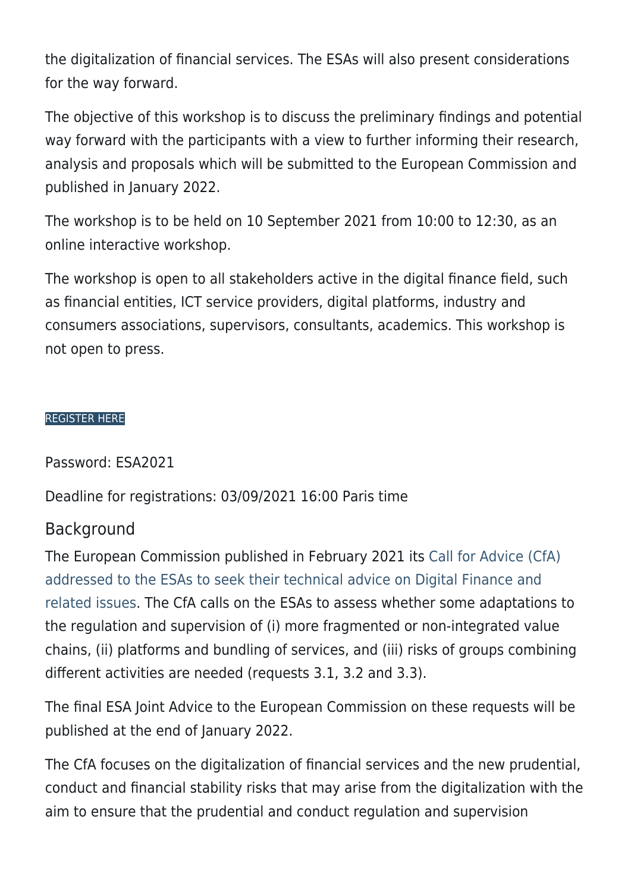the digitalization of financial services. The ESAs will also present considerations for the way forward.

The objective of this workshop is to discuss the preliminary findings and potential way forward with the participants with a view to further informing their research, analysis and proposals which will be submitted to the European Commission and published in January 2022.

The workshop is to be held on 10 September 2021 from 10:00 to 12:30, as an online interactive workshop.

The workshop is open to all stakeholders active in the digital finance field, such as financial entities, ICT service providers, digital platforms, industry and consumers associations, supervisors, consultants, academics. This workshop is not open to press.

REGISTER HERE

Password: ESA2021

Deadline for registrations: 03/09/2021 16:00 Paris time

## Background

The European Commission published in February 2021 its Call for Advice (CfA) addressed to the ESAs to seek their technical advice on Digital Finance and related issues. The CfA calls on the ESAs to assess whether some adaptations to the regulation and supervision of (i) more fragmented or non-integrated value chains, (ii) platforms and bundling of services, and (iii) risks of groups combining different activities are needed (requests 3.1, 3.2 and 3.3).

The final ESA Joint Advice to the European Commission on these requests will be published at the end of January 2022.

The CfA focuses on the digitalization of financial services and the new prudential, conduct and financial stability risks that may arise from the digitalization with the aim to ensure that the prudential and conduct regulation and supervision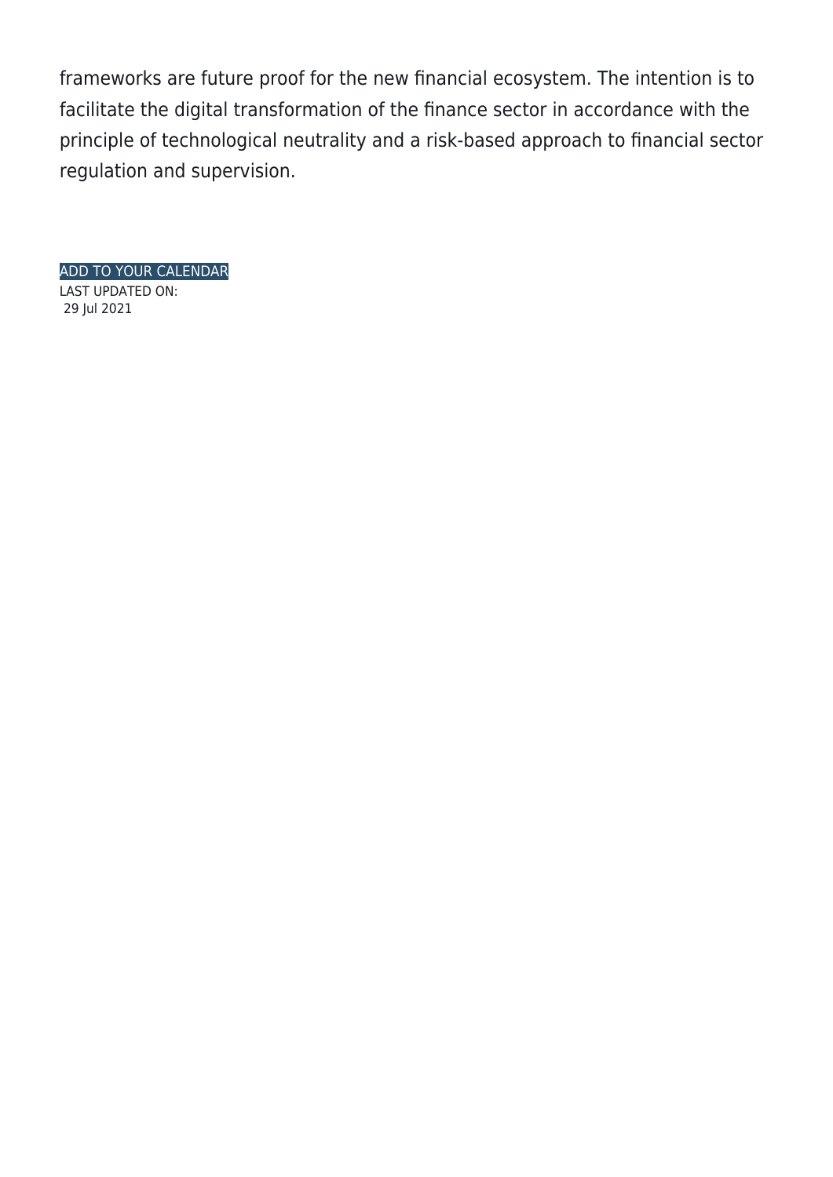frameworks are future proof for the new financial ecosystem. The intention is to facilitate the digital transformation of the finance sector in accordance with the principle of technological neutrality and a risk-based approach to financial sector regulation and supervision.

ADD TO YOUR CALENDAR

LAST UPDATED ON:
29 Jul 2021